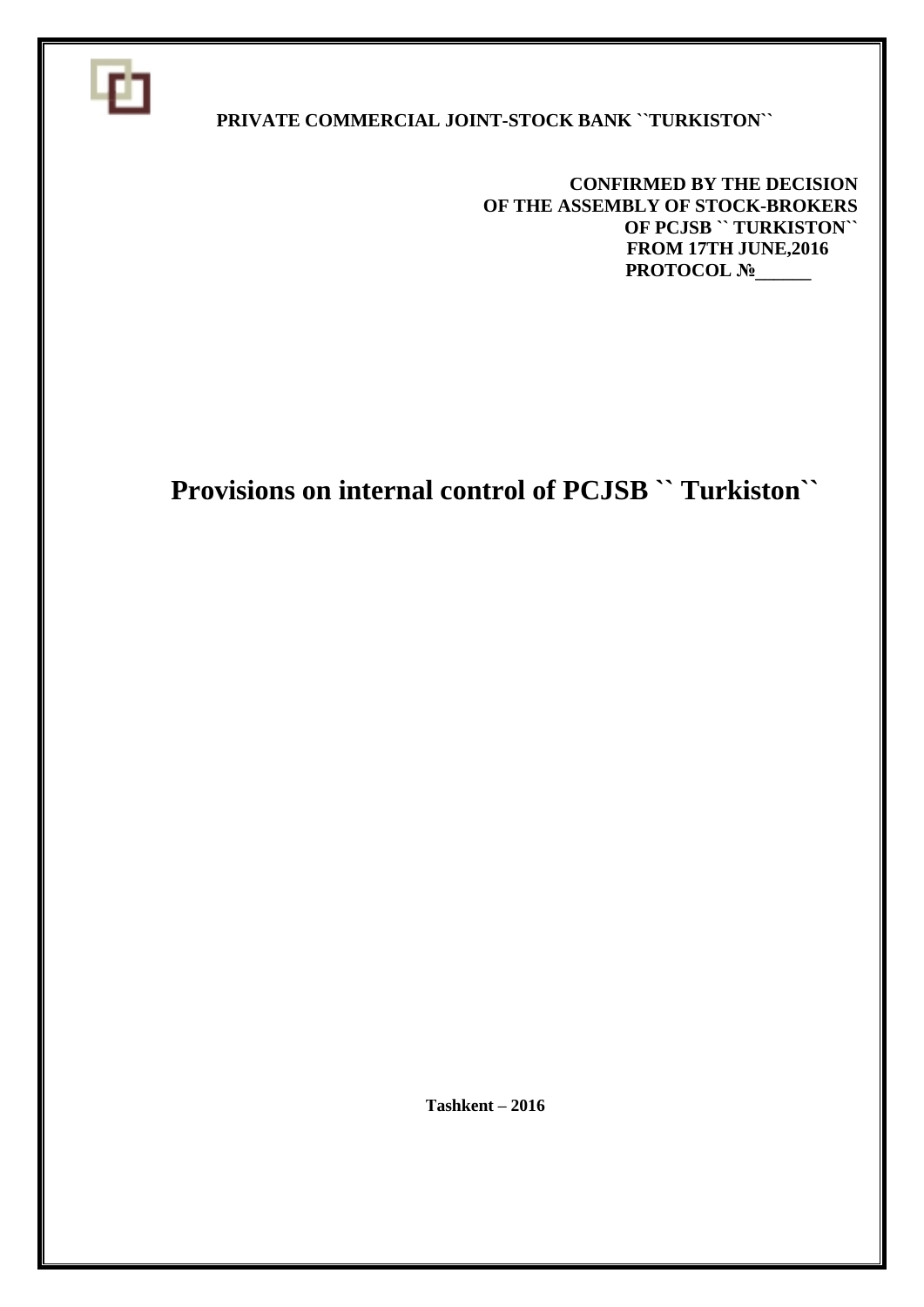**PRIVATE COMMERCIAL JOINT-STOCK BANK ``TURKISTON``**

**CONFIRMED BY THE DECISION**
**OF THE ASSEMBLY OF STOCK-BROKERS**
**OF PCJSB `` TURKISTON``**
**FROM 17TH JUNE,2016**
**PROTOCOL №______**

# Provisions on internal control of PCJSB `` Turkiston``

**Tashkent – 2016**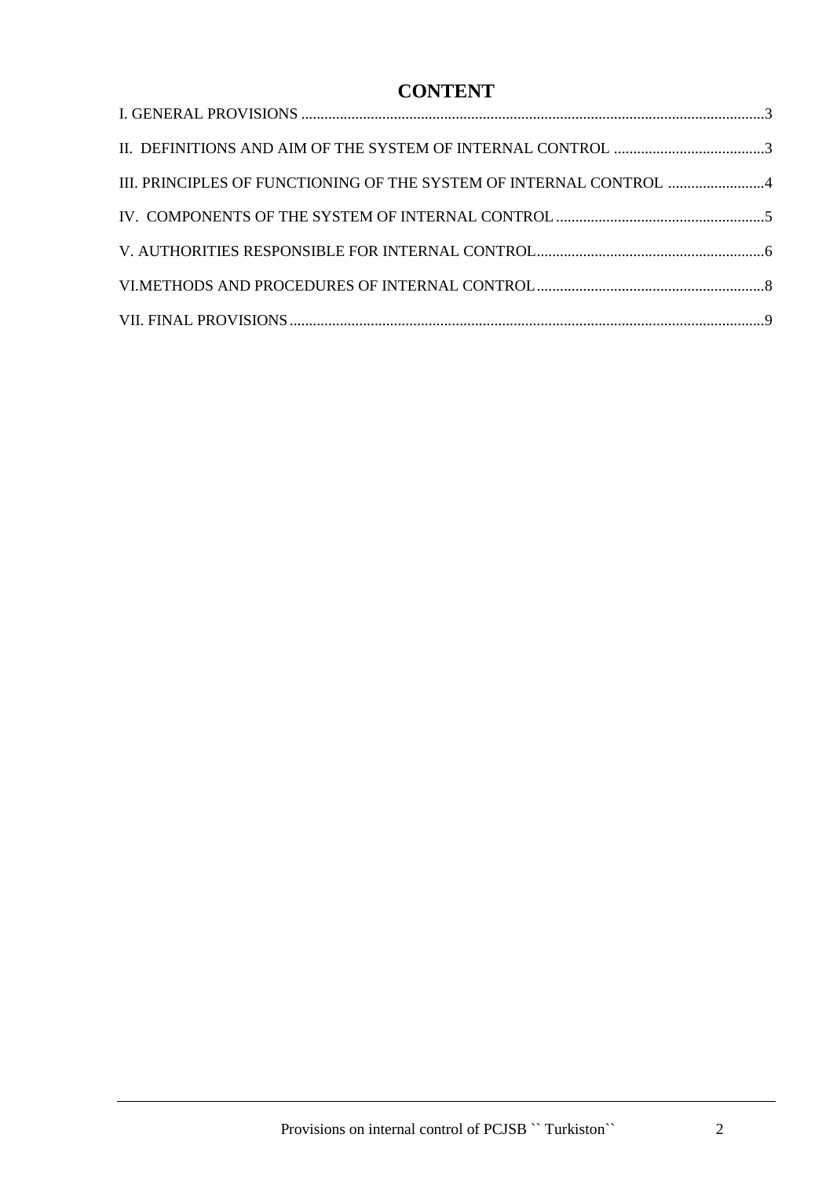# CONTENT

I. GENERAL PROVISIONS ........................................................................................................................3

II. DEFINITIONS AND AIM OF THE SYSTEM OF INTERNAL CONTROL .......................................3

III. PRINCIPLES OF FUNCTIONING OF THE SYSTEM OF INTERNAL CONTROL .........................4

IV. COMPONENTS OF THE SYSTEM OF INTERNAL CONTROL ......................................................5

V. AUTHORITIES RESPONSIBLE FOR INTERNAL CONTROL...........................................................6

VI.METHODS AND PROCEDURES OF INTERNAL CONTROL...........................................................8

VII. FINAL PROVISIONS..........................................................................................................................9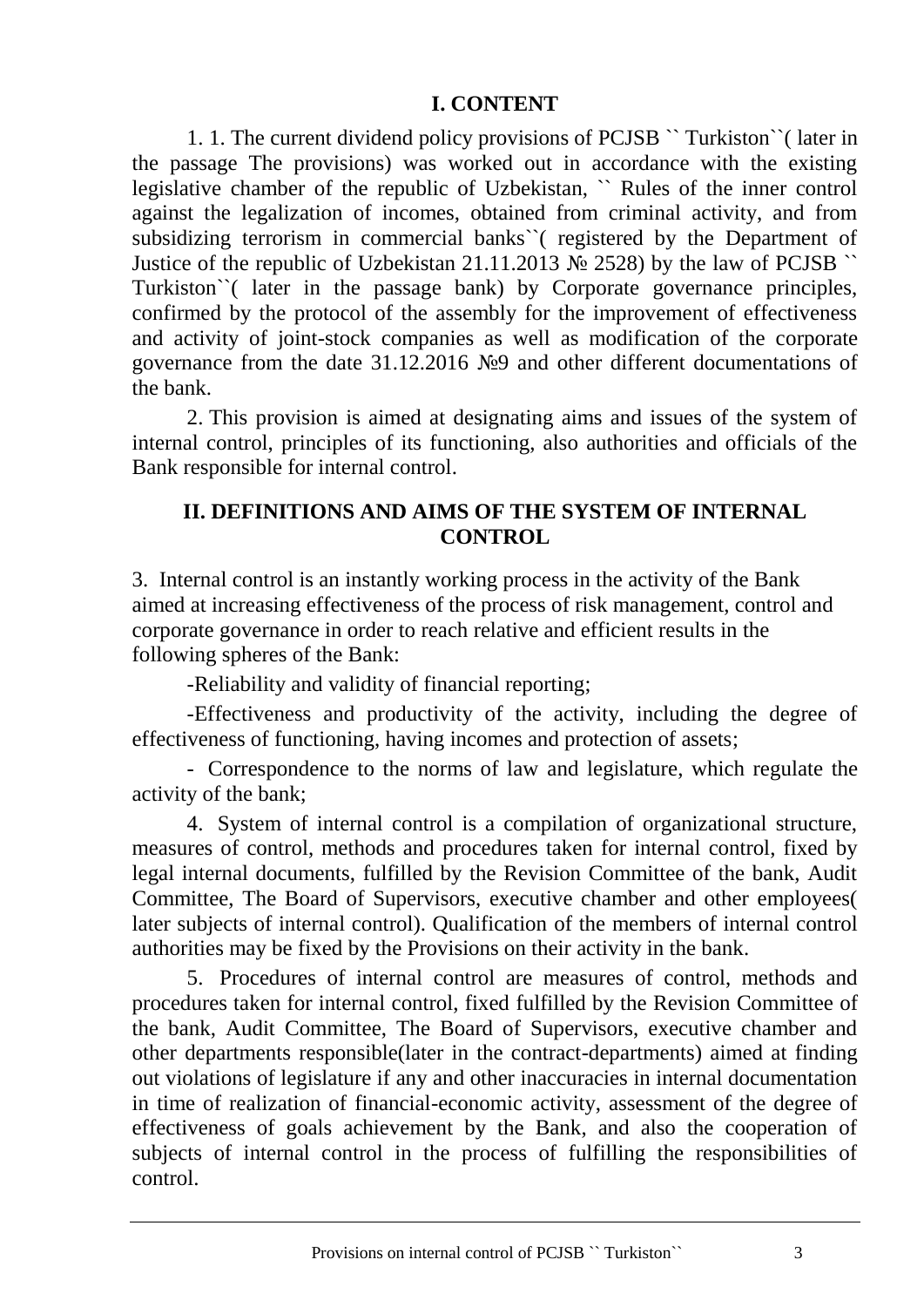## I. CONTENT

1. 1. The current dividend policy provisions of PCJSB `` Turkiston``( later in the passage The provisions) was worked out in accordance with the existing legislative chamber of the republic of Uzbekistan, `` Rules of the inner control against the legalization of incomes, obtained from criminal activity, and from subsidizing terrorism in commercial banks``( registered by the Department of Justice of the republic of Uzbekistan 21.11.2013 № 2528) by the law of PCJSB `` Turkiston``( later in the passage bank) by Corporate governance principles, confirmed by the protocol of the assembly for the improvement of effectiveness and activity of joint-stock companies as well as modification of the corporate governance from the date 31.12.2016 №9 and other different documentations of the bank.

2. This provision is aimed at designating aims and issues of the system of internal control, principles of its functioning, also authorities and officials of the Bank responsible for internal control.

## II. DEFINITIONS AND AIMS OF THE SYSTEM OF INTERNAL CONTROL

3. Internal control is an instantly working process in the activity of the Bank aimed at increasing effectiveness of the process of risk management, control and corporate governance in order to reach relative and efficient results in the following spheres of the Bank:

-Reliability and validity of financial reporting;

-Effectiveness and productivity of the activity, including the degree of effectiveness of functioning, having incomes and protection of assets;

- Correspondence to the norms of law and legislature, which regulate the activity of the bank;

4. System of internal control is a compilation of organizational structure, measures of control, methods and procedures taken for internal control, fixed by legal internal documents, fulfilled by the Revision Committee of the bank, Audit Committee, The Board of Supervisors, executive chamber and other employees( later subjects of internal control). Qualification of the members of internal control authorities may be fixed by the Provisions on their activity in the bank.

5. Procedures of internal control are measures of control, methods and procedures taken for internal control, fixed fulfilled by the Revision Committee of the bank, Audit Committee, The Board of Supervisors, executive chamber and other departments responsible(later in the contract-departments) aimed at finding out violations of legislature if any and other inaccuracies in internal documentation in time of realization of financial-economic activity, assessment of the degree of effectiveness of goals achievement by the Bank, and also the cooperation of subjects of internal control in the process of fulfilling the responsibilities of control.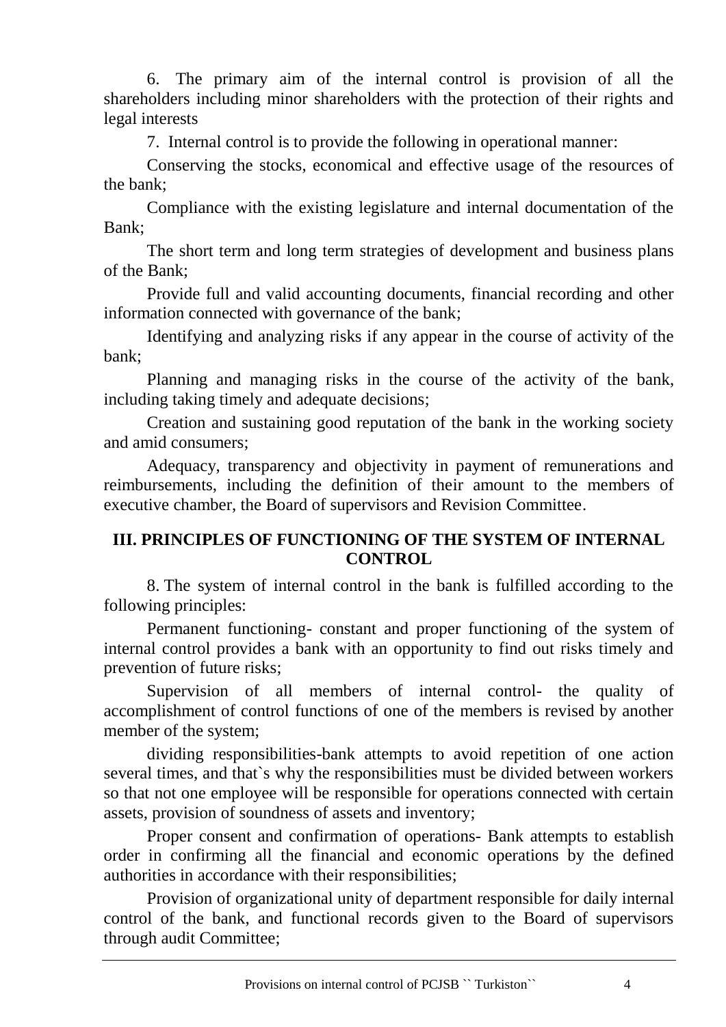6. The primary aim of the internal control is provision of all the shareholders including minor shareholders with the protection of their rights and legal interests

7. Internal control is to provide the following in operational manner:

Conserving the stocks, economical and effective usage of the resources of the bank;

Compliance with the existing legislature and internal documentation of the Bank;

The short term and long term strategies of development and business plans of the Bank;

Provide full and valid accounting documents, financial recording and other information connected with governance of the bank;

Identifying and analyzing risks if any appear in the course of activity of the bank;

Planning and managing risks in the course of the activity of the bank, including taking timely and adequate decisions;

Creation and sustaining good reputation of the bank in the working society and amid consumers;

Adequacy, transparency and objectivity in payment of remunerations and reimbursements, including the definition of their amount to the members of executive chamber, the Board of supervisors and Revision Committee.

## III. PRINCIPLES OF FUNCTIONING OF THE SYSTEM OF INTERNAL CONTROL

8. The system of internal control in the bank is fulfilled according to the following principles:

Permanent functioning- constant and proper functioning of the system of internal control provides a bank with an opportunity to find out risks timely and prevention of future risks;

Supervision of all members of internal control- the quality of accomplishment of control functions of one of the members is revised by another member of the system;

dividing responsibilities-bank attempts to avoid repetition of one action several times, and that`s why the responsibilities must be divided between workers so that not one employee will be responsible for operations connected with certain assets, provision of soundness of assets and inventory;

Proper consent and confirmation of operations- Bank attempts to establish order in confirming all the financial and economic operations by the defined authorities in accordance with their responsibilities;

Provision of organizational unity of department responsible for daily internal control of the bank, and functional records given to the Board of supervisors through audit Committee;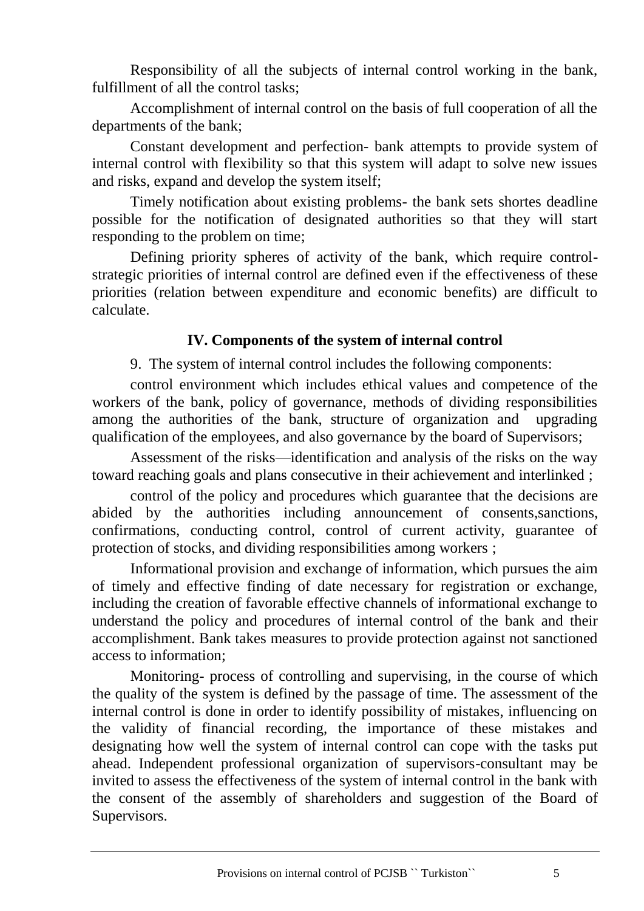Responsibility of all the subjects of internal control working in the bank, fulfillment of all the control tasks;

Accomplishment of internal control on the basis of full cooperation of all the departments of the bank;

Constant development and perfection- bank attempts to provide system of internal control with flexibility so that this system will adapt to solve new issues and risks, expand and develop the system itself;

Timely notification about existing problems- the bank sets shortes deadline possible for the notification of designated authorities so that they will start responding to the problem on time;

Defining priority spheres of activity of the bank, which require control- strategic priorities of internal control are defined even if the effectiveness of these priorities (relation between expenditure and economic benefits) are difficult to calculate.

## IV. Components of the system of internal control

9. The system of internal control includes the following components:

control environment which includes ethical values and competence of the workers of the bank, policy of governance, methods of dividing responsibilities among the authorities of the bank, structure of organization and upgrading qualification of the employees, and also governance by the board of Supervisors;

Assessment of the risks—identification and analysis of the risks on the way toward reaching goals and plans consecutive in their achievement and interlinked ;

control of the policy and procedures which guarantee that the decisions are abided by the authorities including announcement of consents,sanctions, confirmations, conducting control, control of current activity, guarantee of protection of stocks, and dividing responsibilities among workers ;

Informational provision and exchange of information, which pursues the aim of timely and effective finding of date necessary for registration or exchange, including the creation of favorable effective channels of informational exchange to understand the policy and procedures of internal control of the bank and their accomplishment. Bank takes measures to provide protection against not sanctioned access to information;

Monitoring- process of controlling and supervising, in the course of which the quality of the system is defined by the passage of time. The assessment of the internal control is done in order to identify possibility of mistakes, influencing on the validity of financial recording, the importance of these mistakes and designating how well the system of internal control can cope with the tasks put ahead. Independent professional organization of supervisors-consultant may be invited to assess the effectiveness of the system of internal control in the bank with the consent of the assembly of shareholders and suggestion of the Board of Supervisors.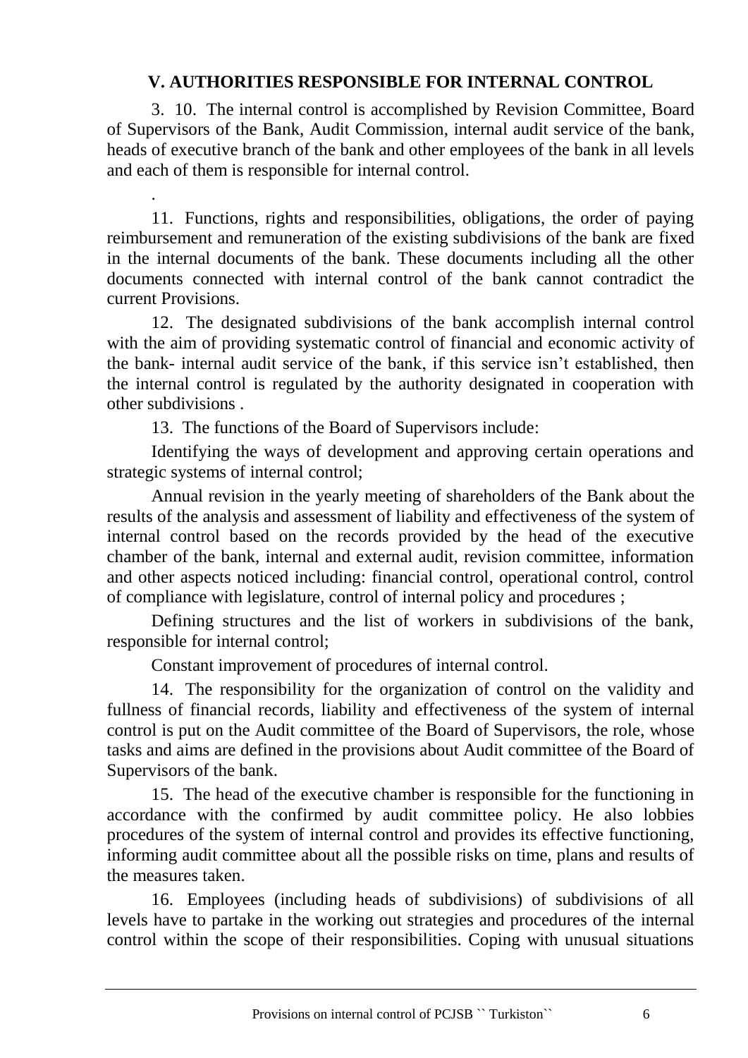## V. AUTHORITIES RESPONSIBLE FOR INTERNAL CONTROL

3. 10. The internal control is accomplished by Revision Committee, Board of Supervisors of the Bank, Audit Commission, internal audit service of the bank, heads of executive branch of the bank and other employees of the bank in all levels and each of them is responsible for internal control.

.

11. Functions, rights and responsibilities, obligations, the order of paying reimbursement and remuneration of the existing subdivisions of the bank are fixed in the internal documents of the bank. These documents including all the other documents connected with internal control of the bank cannot contradict the current Provisions.

12. The designated subdivisions of the bank accomplish internal control with the aim of providing systematic control of financial and economic activity of the bank- internal audit service of the bank, if this service isn't established, then the internal control is regulated by the authority designated in cooperation with other subdivisions .

13. The functions of the Board of Supervisors include:

Identifying the ways of development and approving certain operations and strategic systems of internal control;

Annual revision in the yearly meeting of shareholders of the Bank about the results of the analysis and assessment of liability and effectiveness of the system of internal control based on the records provided by the head of the executive chamber of the bank, internal and external audit, revision committee, information and other aspects noticed including: financial control, operational control, control of compliance with legislature, control of internal policy and procedures ;

Defining structures and the list of workers in subdivisions of the bank, responsible for internal control;

Constant improvement of procedures of internal control.

14. The responsibility for the organization of control on the validity and fullness of financial records, liability and effectiveness of the system of internal control is put on the Audit committee of the Board of Supervisors, the role, whose tasks and aims are defined in the provisions about Audit committee of the Board of Supervisors of the bank.

15. The head of the executive chamber is responsible for the functioning in accordance with the confirmed by audit committee policy. He also lobbies procedures of the system of internal control and provides its effective functioning, informing audit committee about all the possible risks on time, plans and results of the measures taken.

16. Employees (including heads of subdivisions) of subdivisions of all levels have to partake in the working out strategies and procedures of the internal control within the scope of their responsibilities. Coping with unusual situations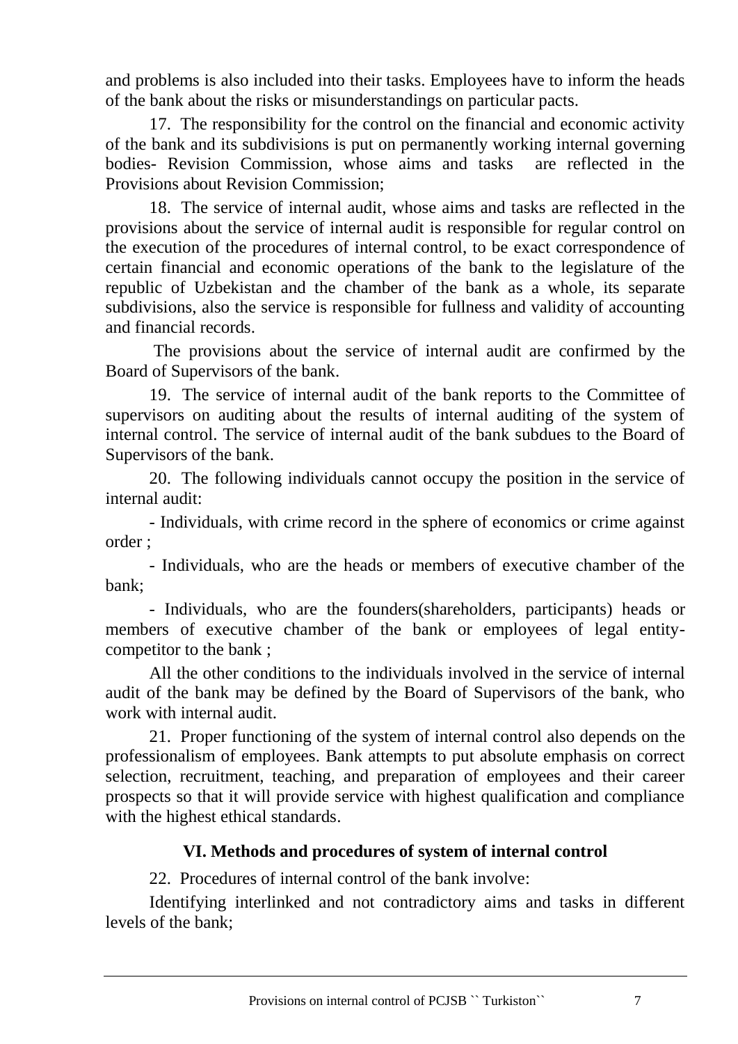and problems is also included into their tasks. Employees have to inform the heads of the bank about the risks or misunderstandings on particular pacts.

17. The responsibility for the control on the financial and economic activity of the bank and its subdivisions is put on permanently working internal governing bodies- Revision Commission, whose aims and tasks are reflected in the Provisions about Revision Commission;

18. The service of internal audit, whose aims and tasks are reflected in the provisions about the service of internal audit is responsible for regular control on the execution of the procedures of internal control, to be exact correspondence of certain financial and economic operations of the bank to the legislature of the republic of Uzbekistan and the chamber of the bank as a whole, its separate subdivisions, also the service is responsible for fullness and validity of accounting and financial records.

The provisions about the service of internal audit are confirmed by the Board of Supervisors of the bank.

19. The service of internal audit of the bank reports to the Committee of supervisors on auditing about the results of internal auditing of the system of internal control. The service of internal audit of the bank subdues to the Board of Supervisors of the bank.

20. The following individuals cannot occupy the position in the service of internal audit:

- Individuals, with crime record in the sphere of economics or crime against order ;

- Individuals, who are the heads or members of executive chamber of the bank;

- Individuals, who are the founders(shareholders, participants) heads or members of executive chamber of the bank or employees of legal entity-competitor to the bank ;

All the other conditions to the individuals involved in the service of internal audit of the bank may be defined by the Board of Supervisors of the bank, who work with internal audit.

21. Proper functioning of the system of internal control also depends on the professionalism of employees. Bank attempts to put absolute emphasis on correct selection, recruitment, teaching, and preparation of employees and their career prospects so that it will provide service with highest qualification and compliance with the highest ethical standards.

## VI. Methods and procedures of system of internal control

22. Procedures of internal control of the bank involve:

Identifying interlinked and not contradictory aims and tasks in different levels of the bank;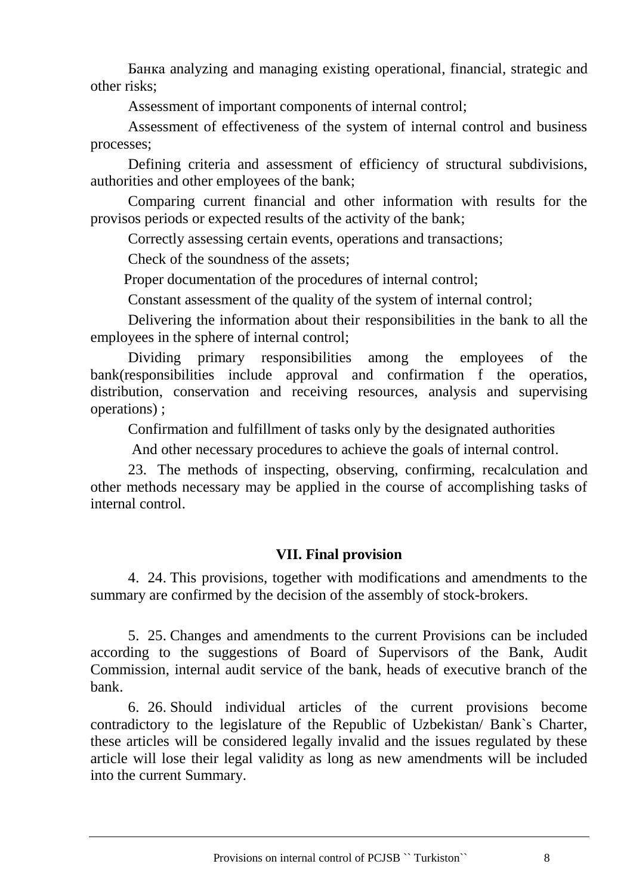Банка analyzing and managing existing operational, financial, strategic and other risks;

Assessment of important components of internal control;

Assessment of effectiveness of the system of internal control and business processes;

Defining criteria and assessment of efficiency of structural subdivisions, authorities and other employees of the bank;

Comparing current financial and other information with results for the provisos periods or expected results of the activity of the bank;

Correctly assessing certain events, operations and transactions;

Check of the soundness of the assets;

Proper documentation of the procedures of internal control;

Constant assessment of the quality of the system of internal control;

Delivering the information about their responsibilities in the bank to all the employees in the sphere of internal control;

Dividing primary responsibilities among the employees of the bank(responsibilities include approval and confirmation f the operatios, distribution, conservation and receiving resources, analysis and supervising operations) ;

Confirmation and fulfillment of tasks only by the designated authorities

And other necessary procedures to achieve the goals of internal control.

23. The methods of inspecting, observing, confirming, recalculation and other methods necessary may be applied in the course of accomplishing tasks of internal control.

## VII. Final provision

4. 24. This provisions, together with modifications and amendments to the summary are confirmed by the decision of the assembly of stock-brokers.

5. 25. Changes and amendments to the current Provisions can be included according to the suggestions of Board of Supervisors of the Bank, Audit Commission, internal audit service of the bank, heads of executive branch of the bank.

6. 26. Should individual articles of the current provisions become contradictory to the legislature of the Republic of Uzbekistan/ Bank`s Charter, these articles will be considered legally invalid and the issues regulated by these article will lose their legal validity as long as new amendments will be included into the current Summary.